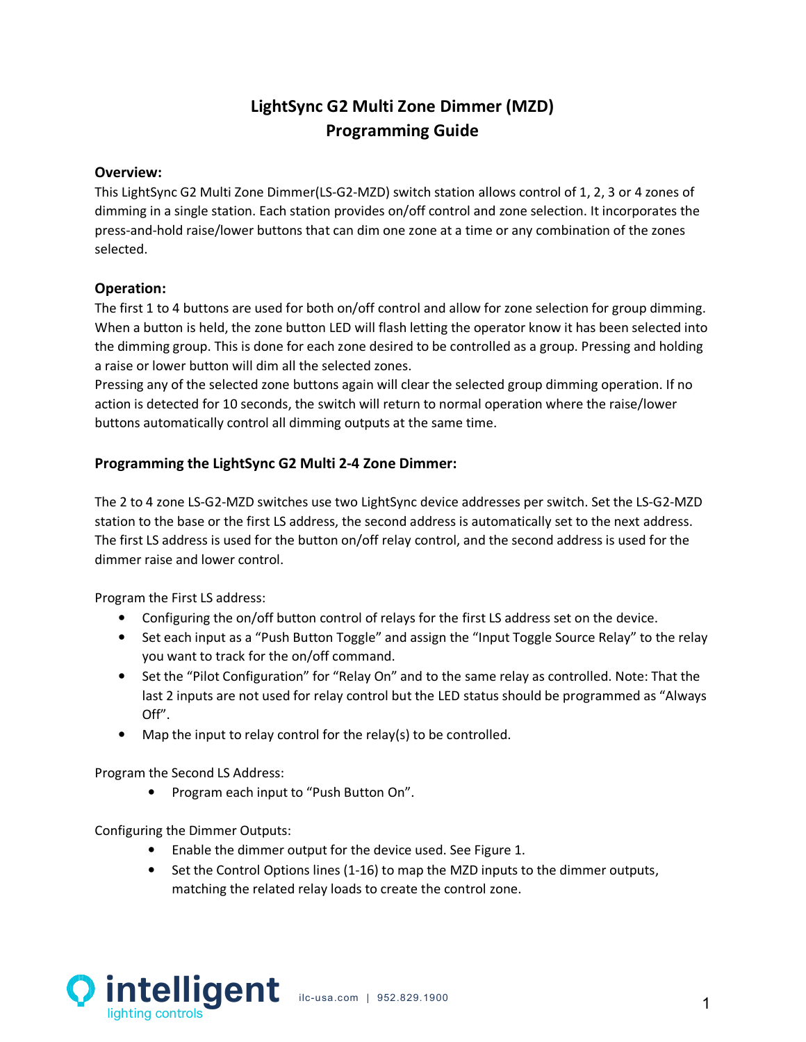# LightSync G2 Multi Zone Dimmer (MZD)
# Programming Guide

**Overview:**

This LightSync G2 Multi Zone Dimmer(LS-G2-MZD) switch station allows control of 1, 2, 3 or 4 zones of dimming in a single station. Each station provides on/off control and zone selection. It incorporates the press-and-hold raise/lower buttons that can dim one zone at a time or any combination of the zones selected.

**Operation:**

The first 1 to 4 buttons are used for both on/off control and allow for zone selection for group dimming. When a button is held, the zone button LED will flash letting the operator know it has been selected into the dimming group. This is done for each zone desired to be controlled as a group. Pressing and holding a raise or lower button will dim all the selected zones.
Pressing any of the selected zone buttons again will clear the selected group dimming operation. If no action is detected for 10 seconds, the switch will return to normal operation where the raise/lower buttons automatically control all dimming outputs at the same time.

**Programming the LightSync G2 Multi 2-4 Zone Dimmer:**

The 2 to 4 zone LS-G2-MZD switches use two LightSync device addresses per switch. Set the LS-G2-MZD station to the base or the first LS address, the second address is automatically set to the next address. The first LS address is used for the button on/off relay control, and the second address is used for the dimmer raise and lower control.

Program the First LS address:

- Configuring the on/off button control of relays for the first LS address set on the device.
- Set each input as a "Push Button Toggle" and assign the "Input Toggle Source Relay" to the relay you want to track for the on/off command.
- Set the "Pilot Configuration" for "Relay On" and to the same relay as controlled. Note: That the last 2 inputs are not used for relay control but the LED status should be programmed as "Always Off".
- Map the input to relay control for the relay(s) to be controlled.

Program the Second LS Address:

- Program each input to "Push Button On".

Configuring the Dimmer Outputs:

- Enable the dimmer output for the device used. See Figure 1.
- Set the Control Options lines (1-16) to map the MZD inputs to the dimmer outputs, matching the related relay loads to create the control zone.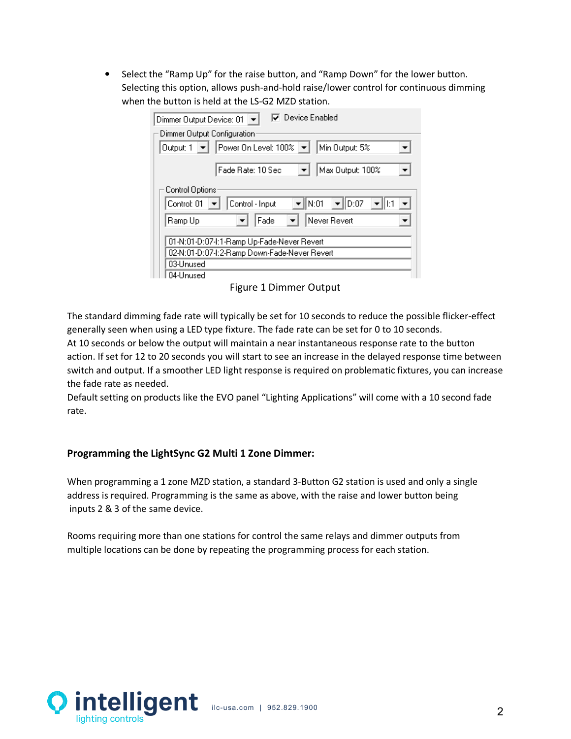- Select the "Ramp Up" for the raise button, and "Ramp Down" for the lower button. Selecting this option, allows push-and-hold raise/lower control for continuous dimming when the button is held at the LS-G2 MZD station.

Figure 1 Dimmer Output

The standard dimming fade rate will typically be set for 10 seconds to reduce the possible flicker-effect generally seen when using a LED type fixture. The fade rate can be set for 0 to 10 seconds.
At 10 seconds or below the output will maintain a near instantaneous response rate to the button action. If set for 12 to 20 seconds you will start to see an increase in the delayed response time between switch and output. If a smoother LED light response is required on problematic fixtures, you can increase the fade rate as needed.
Default setting on products like the EVO panel "Lighting Applications" will come with a 10 second fade rate.

### Programming the LightSync G2 Multi 1 Zone Dimmer:

When programming a 1 zone MZD station, a standard 3-Button G2 station is used and only a single address is required. Programming is the same as above, with the raise and lower button being inputs 2 & 3 of the same device.

Rooms requiring more than one stations for control the same relays and dimmer outputs from multiple locations can be done by repeating the programming process for each station.